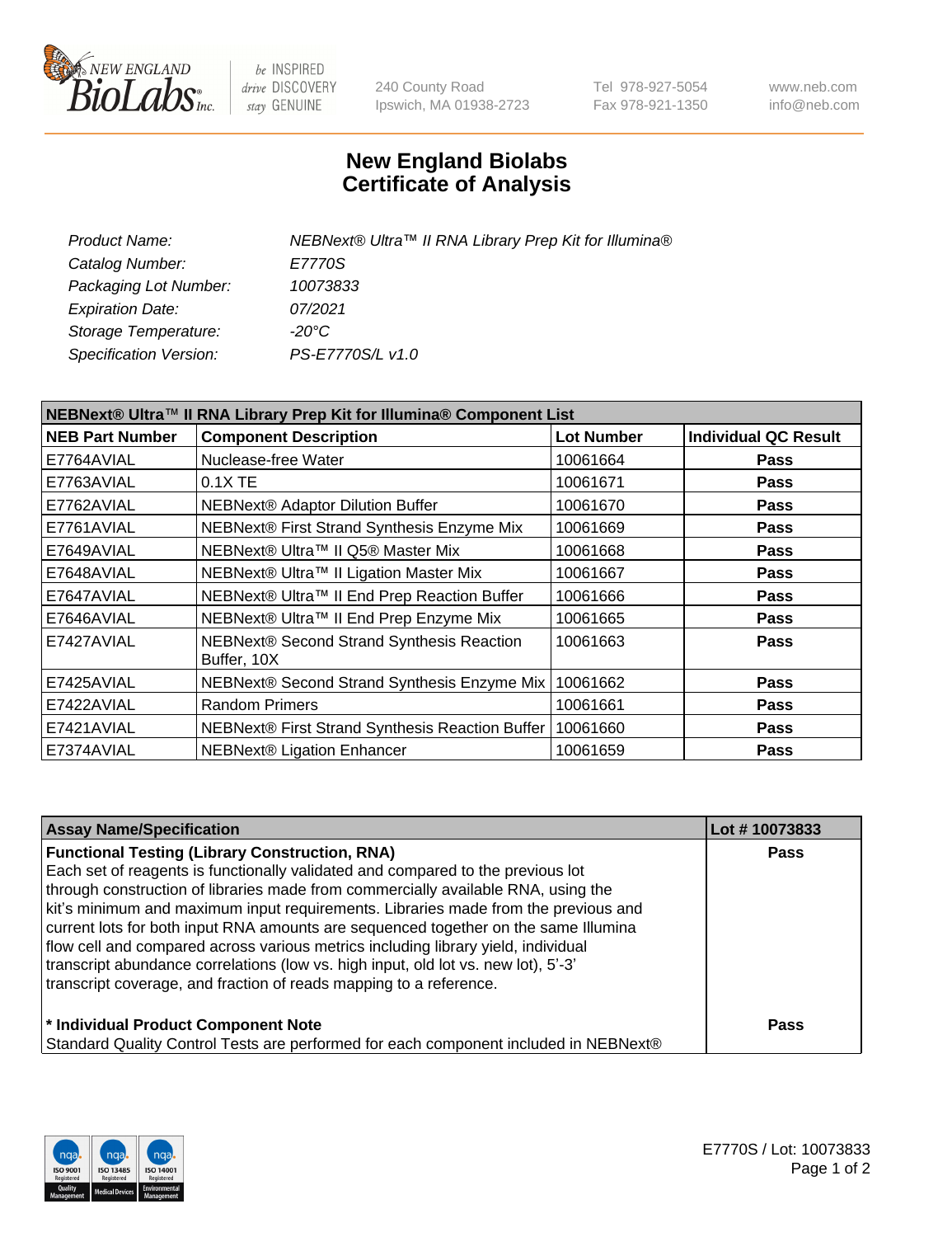# New England Biolabs Certificate of Analysis

| | |
|---|---|
| *Product Name:* | *NEBNext® Ultra™ II RNA Library Prep Kit for Illumina®* |
| *Catalog Number:* | *E7770S* |
| *Packaging Lot Number:* | *10073833* |
| *Expiration Date:* | *07/2021* |
| *Storage Temperature:* | *-20°C* |
| *Specification Version:* | *PS-E7770S/L v1.0* |

**NEBNext® Ultra™ II RNA Library Prep Kit for Illumina® Component List**

| NEB Part Number | Component Description | Lot Number | Individual QC Result |
|---|---|---|---|
| E7764AVIAL | Nuclease-free Water | 10061664 | Pass |
| E7763AVIAL | 0.1X TE | 10061671 | Pass |
| E7762AVIAL | NEBNext® Adaptor Dilution Buffer | 10061670 | Pass |
| E7761AVIAL | NEBNext® First Strand Synthesis Enzyme Mix | 10061669 | Pass |
| E7649AVIAL | NEBNext® Ultra™ II Q5® Master Mix | 10061668 | Pass |
| E7648AVIAL | NEBNext® Ultra™ II Ligation Master Mix | 10061667 | Pass |
| E7647AVIAL | NEBNext® Ultra™ II End Prep Reaction Buffer | 10061666 | Pass |
| E7646AVIAL | NEBNext® Ultra™ II End Prep Enzyme Mix | 10061665 | Pass |
| E7427AVIAL | NEBNext® Second Strand Synthesis Reaction Buffer, 10X | 10061663 | Pass |
| E7425AVIAL | NEBNext® Second Strand Synthesis Enzyme Mix | 10061662 | Pass |
| E7422AVIAL | Random Primers | 10061661 | Pass |
| E7421AVIAL | NEBNext® First Strand Synthesis Reaction Buffer | 10061660 | Pass |
| E7374AVIAL | NEBNext® Ligation Enhancer | 10061659 | Pass |

| Assay Name/Specification | Lot # 10073833 |
|---|---|
| **Functional Testing (Library Construction, RNA)** Each set of reagents is functionally validated and compared to the previous lot through construction of libraries made from commercially available RNA, using the kit's minimum and maximum input requirements. Libraries made from the previous and current lots for both input RNA amounts are sequenced together on the same Illumina flow cell and compared across various metrics including library yield, individual transcript abundance correlations (low vs. high input, old lot vs. new lot), 5'-3' transcript coverage, and fraction of reads mapping to a reference. | Pass |
| **\* Individual Product Component Note** Standard Quality Control Tests are performed for each component included in NEBNext® | Pass |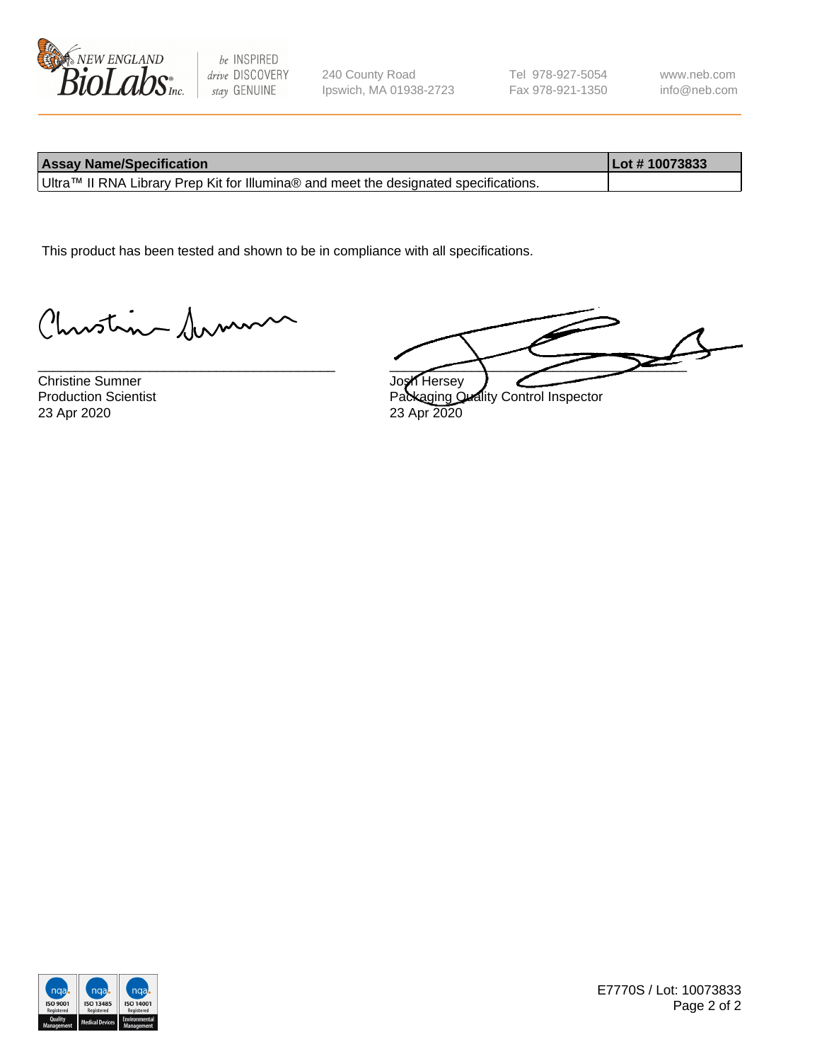| Assay Name/Specification | Lot # 10073833 |
| --- | --- |
| Ultra™ II RNA Library Prep Kit for Illumina® and meet the designated specifications. | |

This product has been tested and shown to be in compliance with all specifications.

Christine Sumner
Production Scientist
23 Apr 2020

Josh Hersey
Packaging Quality Control Inspector
23 Apr 2020

E7770S / Lot: 10073833